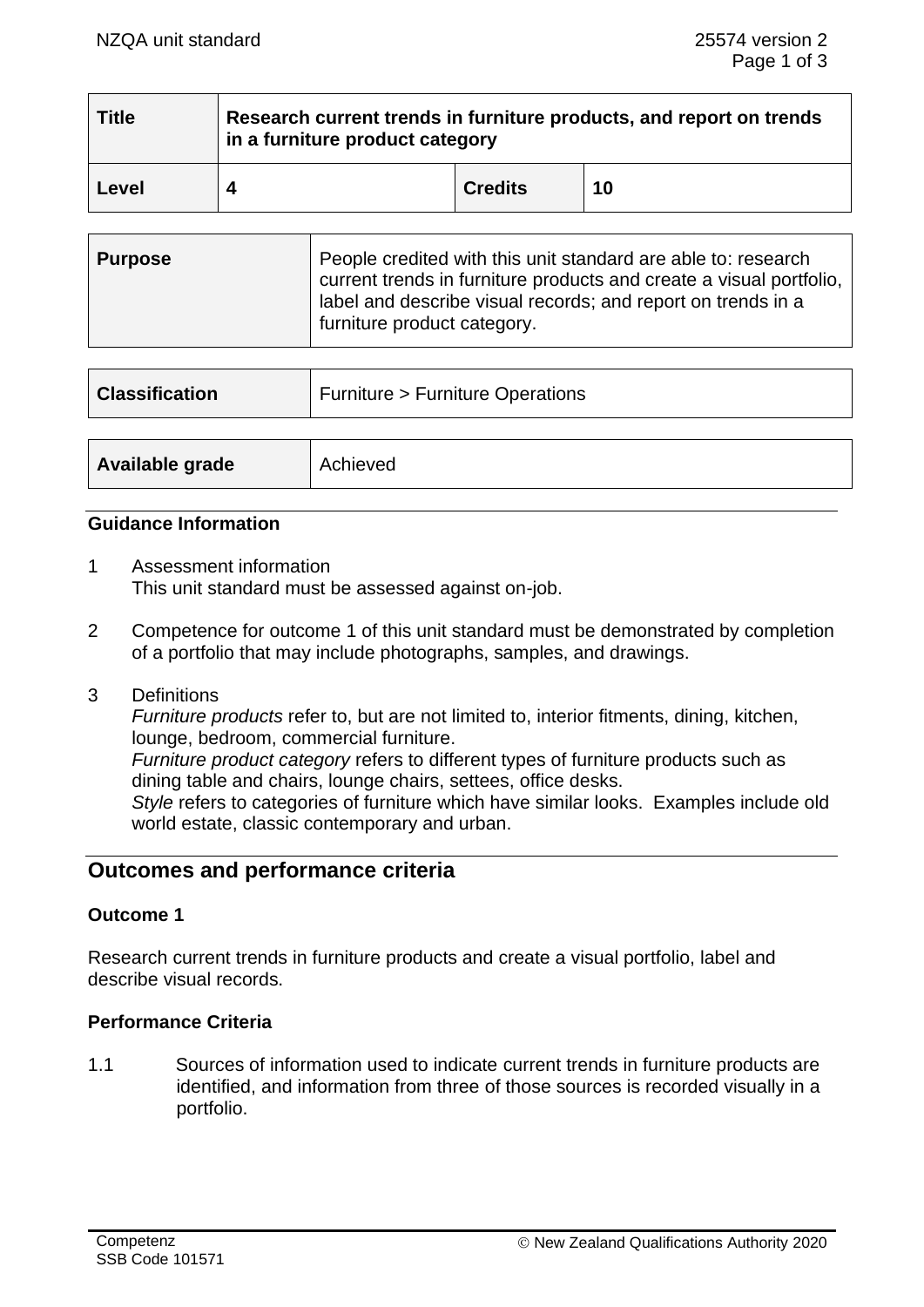| Title | Research current trends in furniture products, and report on trends in a furniture product category | | |
|---|---|---|---|
| Level | 4 | Credits | 10 |

| Purpose | People credited with this unit standard are able to: research current trends in furniture products and create a visual portfolio, label and describe visual records; and report on trends in a furniture product category. |
|---|---|

| Classification | Furniture > Furniture Operations |
|---|---|

| Available grade | Achieved |
|---|---|

### Guidance Information

1 Assessment information
This unit standard must be assessed against on-job.

2 Competence for outcome 1 of this unit standard must be demonstrated by completion of a portfolio that may include photographs, samples, and drawings.

3 Definitions
*Furniture products* refer to, but are not limited to, interior fitments, dining, kitchen, lounge, bedroom, commercial furniture.
*Furniture product category* refers to different types of furniture products such as dining table and chairs, lounge chairs, settees, office desks.
*Style* refers to categories of furniture which have similar looks. Examples include old world estate, classic contemporary and urban.

## Outcomes and performance criteria

### Outcome 1

Research current trends in furniture products and create a visual portfolio, label and describe visual records.

### Performance Criteria

1.1 Sources of information used to indicate current trends in furniture products are identified, and information from three of those sources is recorded visually in a portfolio.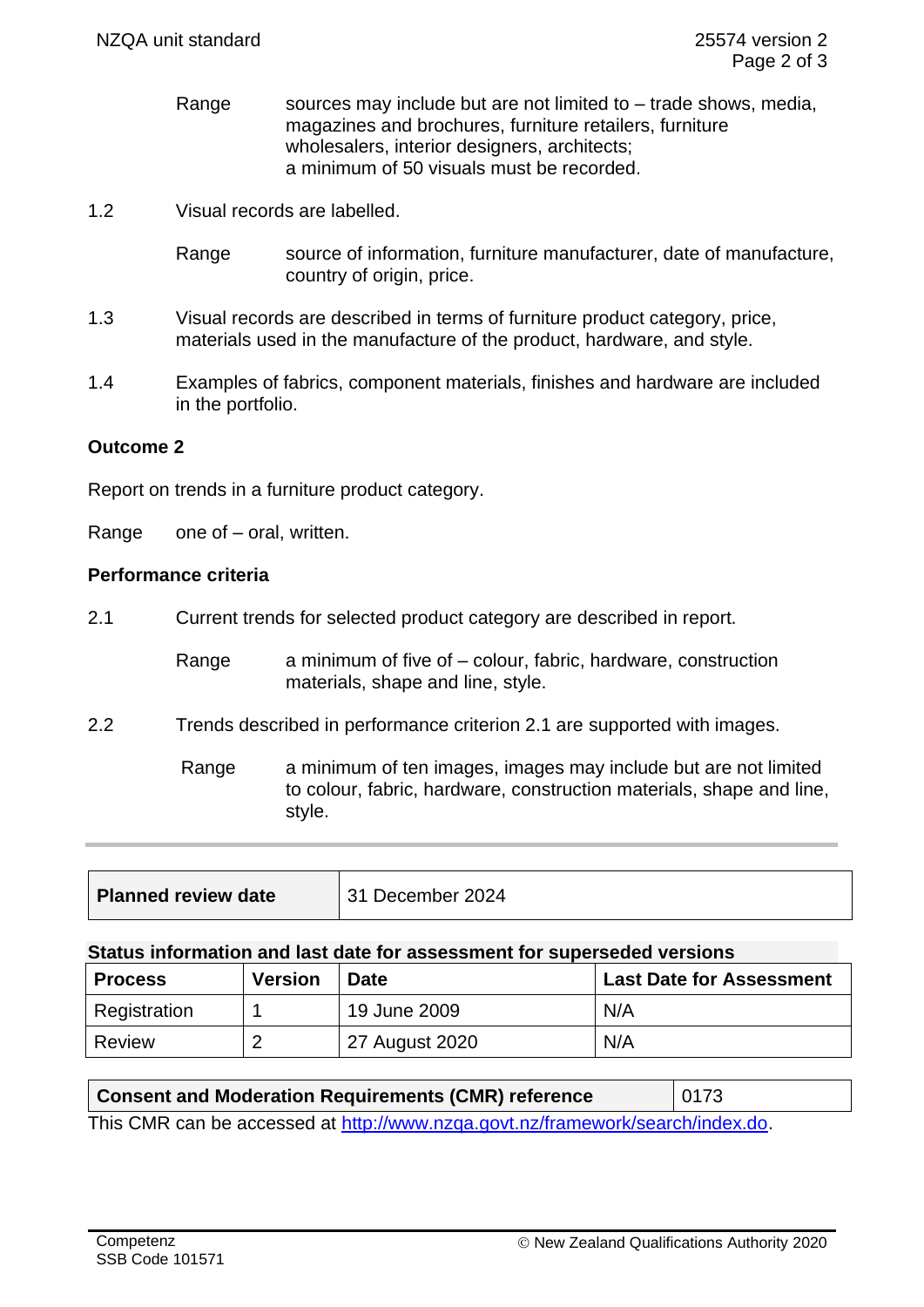Range sources may include but are not limited to – trade shows, media, magazines and brochures, furniture retailers, furniture wholesalers, interior designers, architects;
a minimum of 50 visuals must be recorded.

1.2 Visual records are labelled.

Range source of information, furniture manufacturer, date of manufacture, country of origin, price.

1.3 Visual records are described in terms of furniture product category, price, materials used in the manufacture of the product, hardware, and style.

1.4 Examples of fabrics, component materials, finishes and hardware are included in the portfolio.

**Outcome 2**

Report on trends in a furniture product category.

Range one of – oral, written.

**Performance criteria**

2.1 Current trends for selected product category are described in report.

Range a minimum of five of – colour, fabric, hardware, construction materials, shape and line, style.

2.2 Trends described in performance criterion 2.1 are supported with images.

Range a minimum of ten images, images may include but are not limited to colour, fabric, hardware, construction materials, shape and line, style.

| **Planned review date** | 31 December 2024 |
|---|---|

**Status information and last date for assessment for superseded versions**

| Process | Version | Date | Last Date for Assessment |
|---|---|---|---|
| Registration | 1 | 19 June 2009 | N/A |
| Review | 2 | 27 August 2020 | N/A |

| **Consent and Moderation Requirements (CMR) reference** | 0173 |
|---|---|

This CMR can be accessed at http://www.nzqa.govt.nz/framework/search/index.do.

Competenz
SSB Code 101571

© New Zealand Qualifications Authority 2020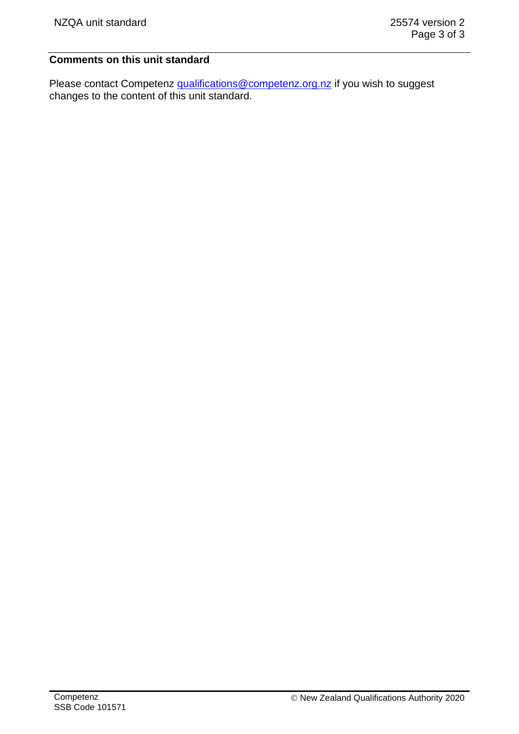## Comments on this unit standard

Please contact Competenz qualifications@competenz.org.nz if you wish to suggest changes to the content of this unit standard.